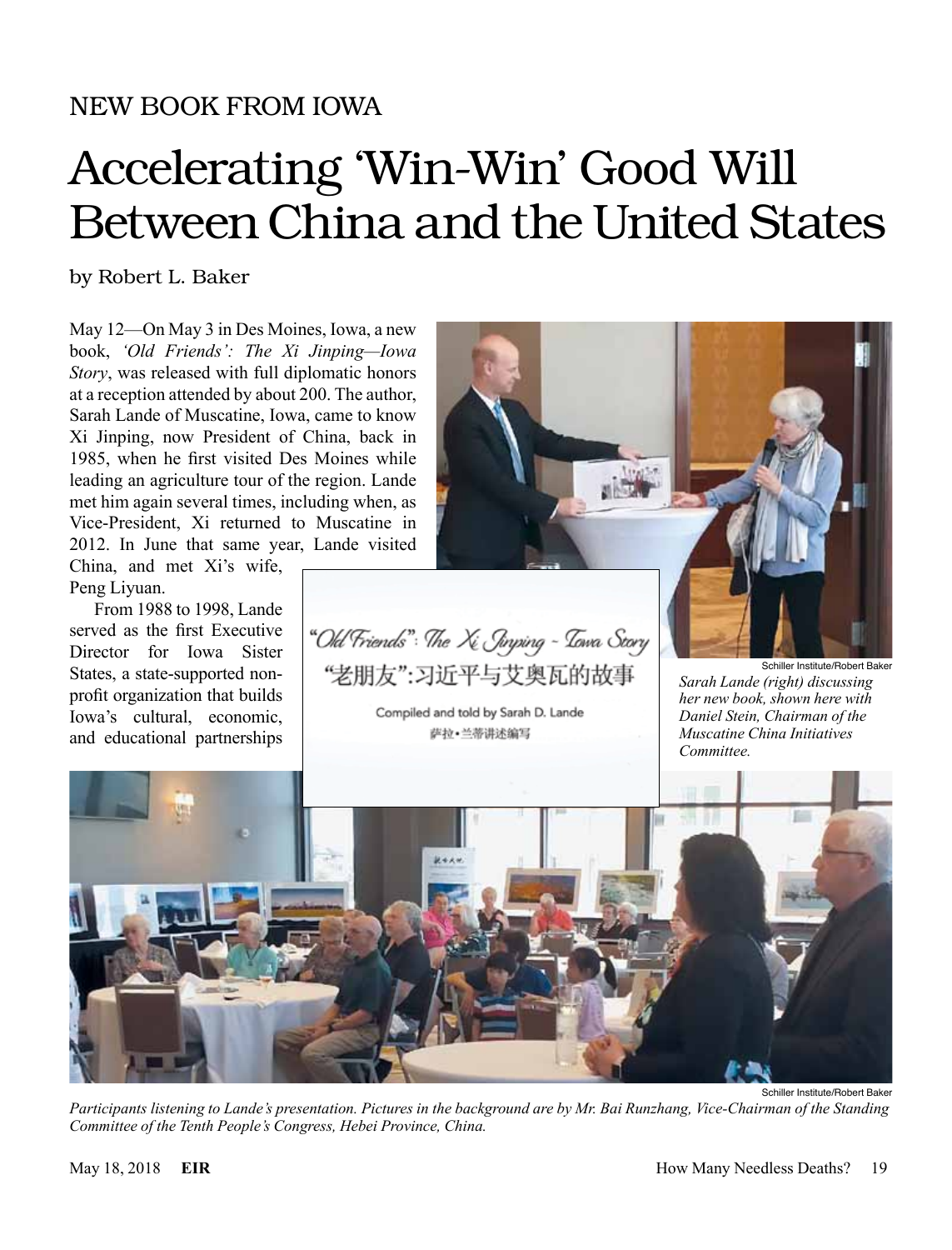NEW BOOK FROM IOWA

# Accelerating 'Win-Win' Good Will Between China and the United States

by Robert L. Baker

May 12—On May 3 in Des Moines, Iowa, a new book, *'Old Friends': The Xi Jinping—Iowa Story*, was released with full diplomatic honors at a reception attended by about 200. The author, Sarah Lande of Muscatine, Iowa, came to know Xi Jinping, now President of China, back in 1985, when he first visited Des Moines while leading an agriculture tour of the region. Lande met him again several times, including when, as Vice-President, Xi returned to Muscatine in 2012. In June that same year, Lande visited China, and met Xi's wife, Peng Liyuan.

From 1988 to 1998, Lande served as the first Executive Director for Iowa Sister States, a state-supported non-profit organization that builds Iowa's cultural, economic, and educational partnerships

"Old Friends": The Xi Jinping ~ Iowa Story
"老朋友":习近平与艾奥瓦的故事
Compiled and told by Sarah D. Lande
萨拉•兰蒂讲述编写

Schiller Institute/Robert Baker

*Sarah Lande (right) discussing her new book, shown here with Daniel Stein, Chairman of the Muscatine China Initiatives Committee.*

Schiller Institute/Robert Baker

*Participants listening to Lande's presentation. Pictures in the background are by Mr. Bai Runzhang, Vice-Chairman of the Standing Committee of the Tenth People's Congress, Hebei Province, China.*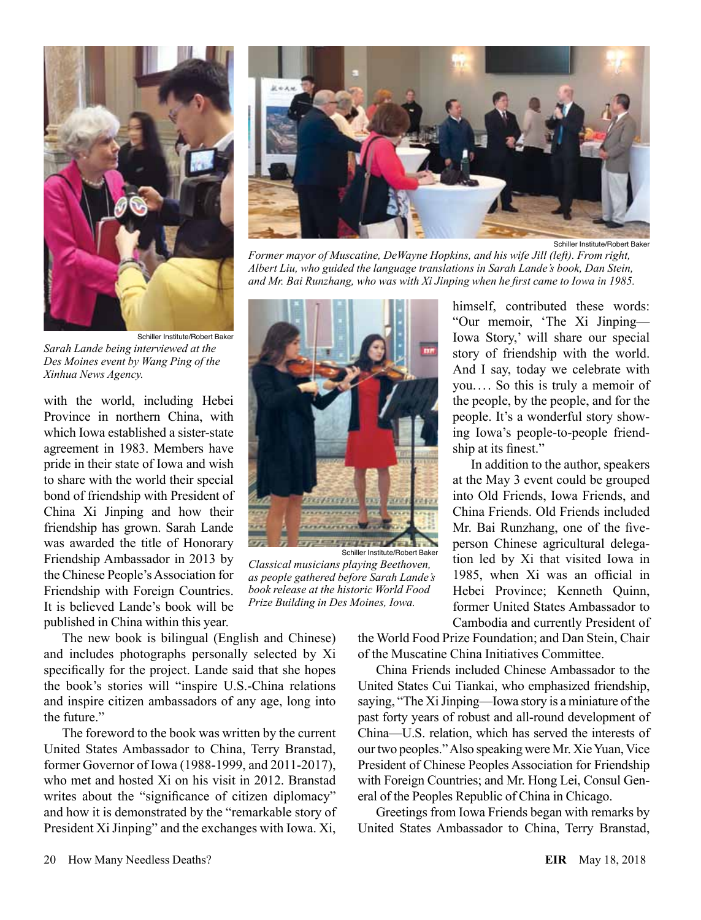Schiller Institute/Robert Baker

*Sarah Lande being interviewed at the Des Moines event by Wang Ping of the Xinhua News Agency.*

Schiller Institute/Robert Baker

*Former mayor of Muscatine, DeWayne Hopkins, and his wife Jill (left). From right, Albert Liu, who guided the language translations in Sarah Lande's book, Dan Stein, and Mr. Bai Runzhang, who was with Xi Jinping when he first came to Iowa in 1985.*

with the world, including Hebei Province in northern China, with which Iowa established a sister-state agreement in 1983. Members have pride in their state of Iowa and wish to share with the world their special bond of friendship with President of China Xi Jinping and how their friendship has grown. Sarah Lande was awarded the title of Honorary Friendship Ambassador in 2013 by the Chinese People's Association for Friendship with Foreign Countries. It is believed Lande's book will be published in China within this year.

The new book is bilingual (English and Chinese) and includes photographs personally selected by Xi specifically for the project. Lande said that she hopes the book's stories will "inspire U.S.-China relations and inspire citizen ambassadors of any age, long into the future."

The foreword to the book was written by the current United States Ambassador to China, Terry Branstad, former Governor of Iowa (1988-1999, and 2011-2017), who met and hosted Xi on his visit in 2012. Branstad writes about the "significance of citizen diplomacy" and how it is demonstrated by the "remarkable story of President Xi Jinping" and the exchanges with Iowa. Xi, himself, contributed these words: "Our memoir, 'The Xi Jinping—Iowa Story,' will share our special story of friendship with the world. And I say, today we celebrate with you.... So this is truly a memoir of the people, by the people, and for the people. It's a wonderful story showing Iowa's people-to-people friendship at its finest."

Schiller Institute/Robert Baker

*Classical musicians playing Beethoven, as people gathered before Sarah Lande's book release at the historic World Food Prize Building in Des Moines, Iowa.*

In addition to the author, speakers at the May 3 event could be grouped into Old Friends, Iowa Friends, and China Friends. Old Friends included Mr. Bai Runzhang, one of the five-person Chinese agricultural delegation led by Xi that visited Iowa in 1985, when Xi was an official in Hebei Province; Kenneth Quinn, former United States Ambassador to Cambodia and currently President of the World Food Prize Foundation; and Dan Stein, Chair of the Muscatine China Initiatives Committee.

China Friends included Chinese Ambassador to the United States Cui Tiankai, who emphasized friendship, saying, "The Xi Jinping—Iowa story is a miniature of the past forty years of robust and all-round development of China—U.S. relation, which has served the interests of our two peoples." Also speaking were Mr. Xie Yuan, Vice President of Chinese Peoples Association for Friendship with Foreign Countries; and Mr. Hong Lei, Consul General of the Peoples Republic of China in Chicago.

Greetings from Iowa Friends began with remarks by United States Ambassador to China, Terry Branstad,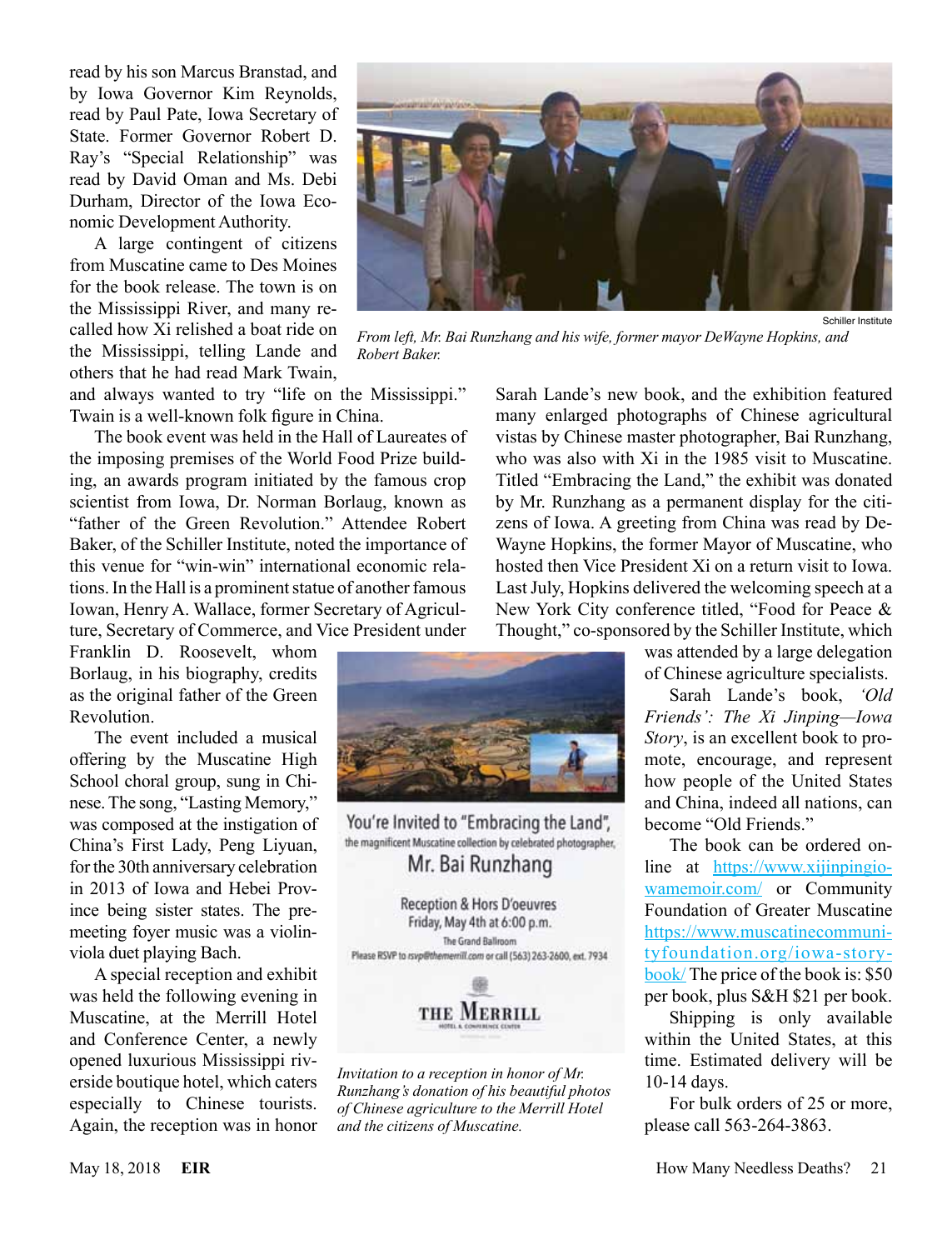read by his son Marcus Branstad, and by Iowa Governor Kim Reynolds, read by Paul Pate, Iowa Secretary of State. Former Governor Robert D. Ray's "Special Relationship" was read by David Oman and Ms. Debi Durham, Director of the Iowa Economic Development Authority.

A large contingent of citizens from Muscatine came to Des Moines for the book release. The town is on the Mississippi River, and many recalled how Xi relished a boat ride on the Mississippi, telling Lande and others that he had read Mark Twain, and always wanted to try "life on the Mississippi." Twain is a well-known folk figure in China.

Schiller Institute

*From left, Mr. Bai Runzhang and his wife, former mayor DeWayne Hopkins, and Robert Baker.*

The book event was held in the Hall of Laureates of the imposing premises of the World Food Prize building, an awards program initiated by the famous crop scientist from Iowa, Dr. Norman Borlaug, known as "father of the Green Revolution." Attendee Robert Baker, of the Schiller Institute, noted the importance of this venue for "win-win" international economic relations. In the Hall is a prominent statue of another famous Iowan, Henry A. Wallace, former Secretary of Agriculture, Secretary of Commerce, and Vice President under Franklin D. Roosevelt, whom Borlaug, in his biography, credits as the original father of the Green Revolution.

The event included a musical offering by the Muscatine High School choral group, sung in Chinese. The song, "Lasting Memory," was composed at the instigation of China's First Lady, Peng Liyuan, for the 30th anniversary celebration in 2013 of Iowa and Hebei Province being sister states. The pre-meeting foyer music was a violin-viola duet playing Bach.

A special reception and exhibit was held the following evening in Muscatine, at the Merrill Hotel and Conference Center, a newly opened luxurious Mississippi riverside boutique hotel, which caters especially to Chinese tourists. Again, the reception was in honor of Sarah Lande's new book, and the exhibition featured many enlarged photographs of Chinese agricultural vistas by Chinese master photographer, Bai Runzhang, who was also with Xi in the 1985 visit to Muscatine. Titled "Embracing the Land," the exhibit was donated by Mr. Runzhang as a permanent display for the citizens of Iowa. A greeting from China was read by DeWayne Hopkins, the former Mayor of Muscatine, who hosted then Vice President Xi on a return visit to Iowa. Last July, Hopkins delivered the welcoming speech at a New York City conference titled, "Food for Peace & Thought," co-sponsored by the Schiller Institute, which was attended by a large delegation of Chinese agriculture specialists.

You're Invited to "Embracing the Land",
the magnificent Muscatine collection by celebrated photographer,
Mr. Bai Runzhang

Reception & Hors D'oeuvres
Friday, May 4th at 6:00 p.m.
The Grand Ballroom
Please RSVP to rsvp@themerrill.com or call (563) 263-2600, ext. 7934

THE MERRILL
HOTEL & CONFERENCE CENTER

*Invitation to a reception in honor of Mr. Runzhang's donation of his beautiful photos of Chinese agriculture to the Merrill Hotel and the citizens of Muscatine.*

Sarah Lande's book, *'Old Friends': The Xi Jinping—Iowa Story*, is an excellent book to promote, encourage, and represent how people of the United States and China, indeed all nations, can become "Old Friends."

The book can be ordered online at https://www.xijinpingiowamemoir.com/ or Community Foundation of Greater Muscatine https://www.muscatinecommunityfoundation.org/iowa-story-book/ The price of the book is: $50 per book, plus S&H $21 per book.

Shipping is only available within the United States, at this time. Estimated delivery will be 10-14 days.

For bulk orders of 25 or more, please call 563-264-3863.